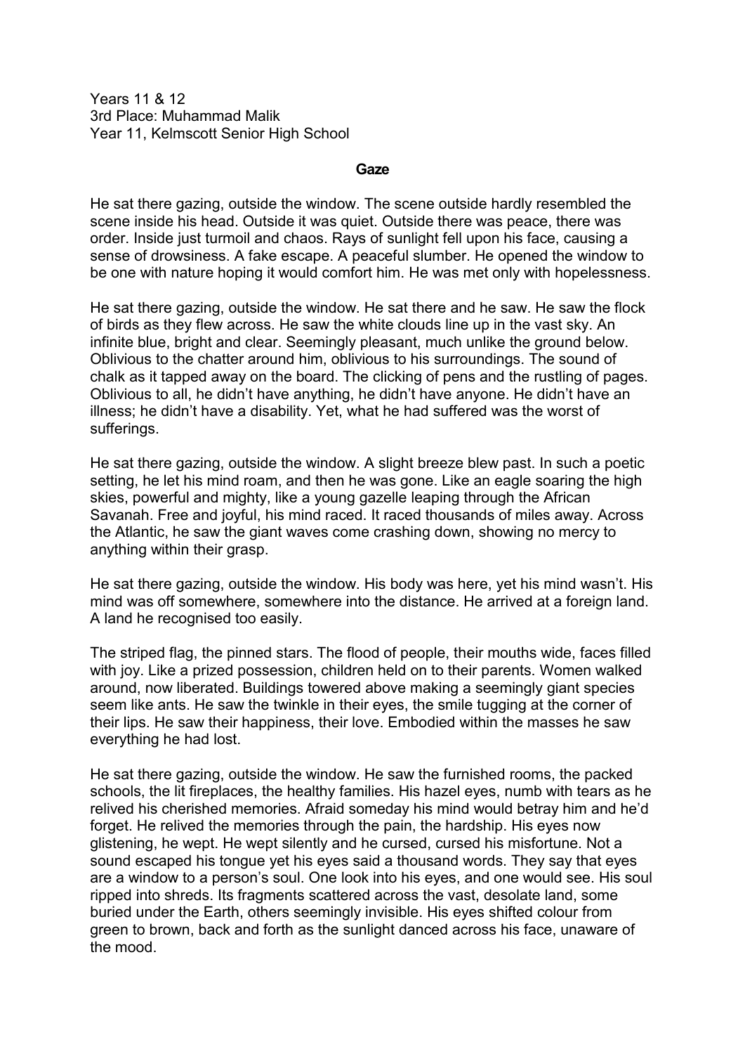Years 11 & 12
3rd Place: Muhammad Malik
Year 11, Kelmscott Senior High School

## Gaze

He sat there gazing, outside the window. The scene outside hardly resembled the scene inside his head. Outside it was quiet. Outside there was peace, there was order. Inside just turmoil and chaos. Rays of sunlight fell upon his face, causing a sense of drowsiness. A fake escape. A peaceful slumber. He opened the window to be one with nature hoping it would comfort him. He was met only with hopelessness.

He sat there gazing, outside the window. He sat there and he saw. He saw the flock of birds as they flew across. He saw the white clouds line up in the vast sky. An infinite blue, bright and clear. Seemingly pleasant, much unlike the ground below. Oblivious to the chatter around him, oblivious to his surroundings. The sound of chalk as it tapped away on the board. The clicking of pens and the rustling of pages. Oblivious to all, he didn't have anything, he didn't have anyone. He didn't have an illness; he didn't have a disability. Yet, what he had suffered was the worst of sufferings.

He sat there gazing, outside the window. A slight breeze blew past. In such a poetic setting, he let his mind roam, and then he was gone. Like an eagle soaring the high skies, powerful and mighty, like a young gazelle leaping through the African Savanah. Free and joyful, his mind raced. It raced thousands of miles away. Across the Atlantic, he saw the giant waves come crashing down, showing no mercy to anything within their grasp.

He sat there gazing, outside the window. His body was here, yet his mind wasn't. His mind was off somewhere, somewhere into the distance. He arrived at a foreign land. A land he recognised too easily.

The striped flag, the pinned stars. The flood of people, their mouths wide, faces filled with joy. Like a prized possession, children held on to their parents. Women walked around, now liberated. Buildings towered above making a seemingly giant species seem like ants. He saw the twinkle in their eyes, the smile tugging at the corner of their lips. He saw their happiness, their love. Embodied within the masses he saw everything he had lost.

He sat there gazing, outside the window. He saw the furnished rooms, the packed schools, the lit fireplaces, the healthy families. His hazel eyes, numb with tears as he relived his cherished memories. Afraid someday his mind would betray him and he'd forget. He relived the memories through the pain, the hardship. His eyes now glistening, he wept. He wept silently and he cursed, cursed his misfortune. Not a sound escaped his tongue yet his eyes said a thousand words. They say that eyes are a window to a person's soul. One look into his eyes, and one would see. His soul ripped into shreds. Its fragments scattered across the vast, desolate land, some buried under the Earth, others seemingly invisible. His eyes shifted colour from green to brown, back and forth as the sunlight danced across his face, unaware of the mood.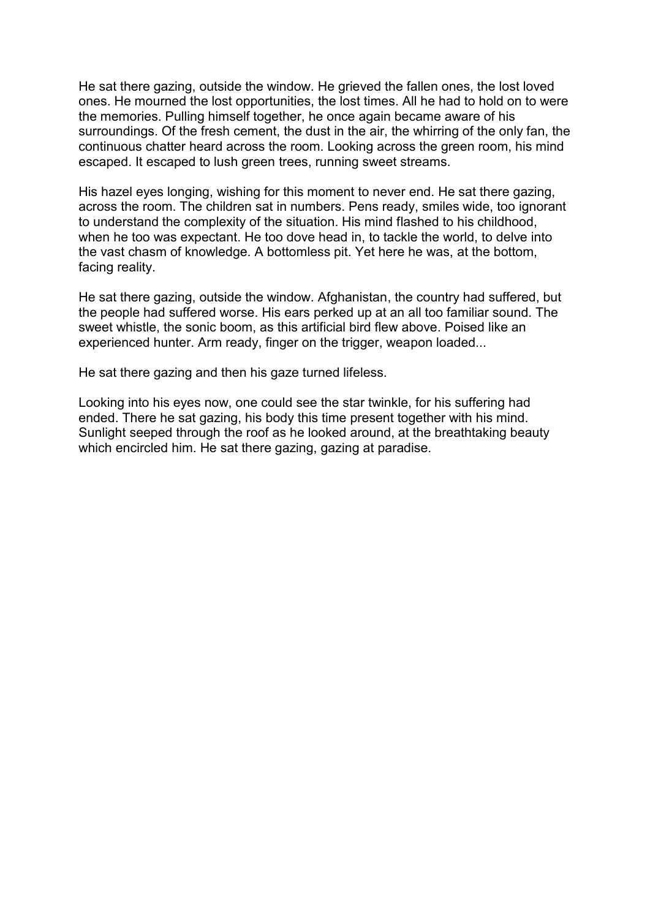He sat there gazing, outside the window. He grieved the fallen ones, the lost loved ones. He mourned the lost opportunities, the lost times. All he had to hold on to were the memories. Pulling himself together, he once again became aware of his surroundings. Of the fresh cement, the dust in the air, the whirring of the only fan, the continuous chatter heard across the room. Looking across the green room, his mind escaped. It escaped to lush green trees, running sweet streams.

His hazel eyes longing, wishing for this moment to never end. He sat there gazing, across the room. The children sat in numbers. Pens ready, smiles wide, too ignorant to understand the complexity of the situation. His mind flashed to his childhood, when he too was expectant. He too dove head in, to tackle the world, to delve into the vast chasm of knowledge. A bottomless pit. Yet here he was, at the bottom, facing reality.

He sat there gazing, outside the window. Afghanistan, the country had suffered, but the people had suffered worse. His ears perked up at an all too familiar sound. The sweet whistle, the sonic boom, as this artificial bird flew above. Poised like an experienced hunter. Arm ready, finger on the trigger, weapon loaded...

He sat there gazing and then his gaze turned lifeless.

Looking into his eyes now, one could see the star twinkle, for his suffering had ended. There he sat gazing, his body this time present together with his mind. Sunlight seeped through the roof as he looked around, at the breathtaking beauty which encircled him. He sat there gazing, gazing at paradise.